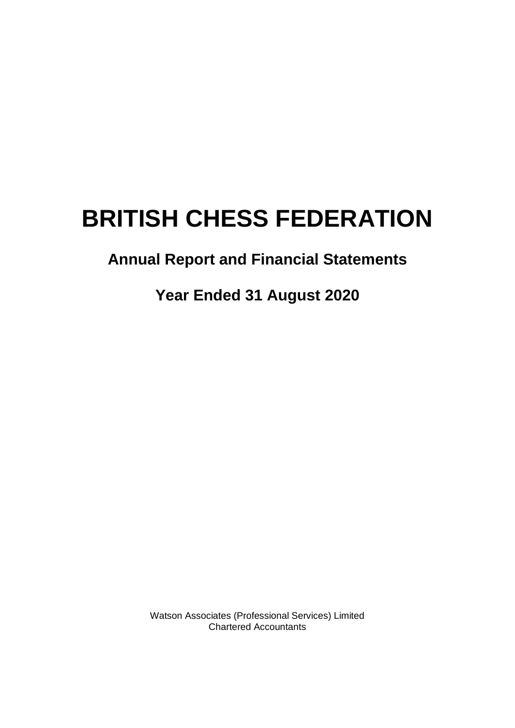# BRITISH CHESS FEDERATION

## Annual Report and Financial Statements

## Year Ended 31 August 2020

Watson Associates (Professional Services) Limited
Chartered Accountants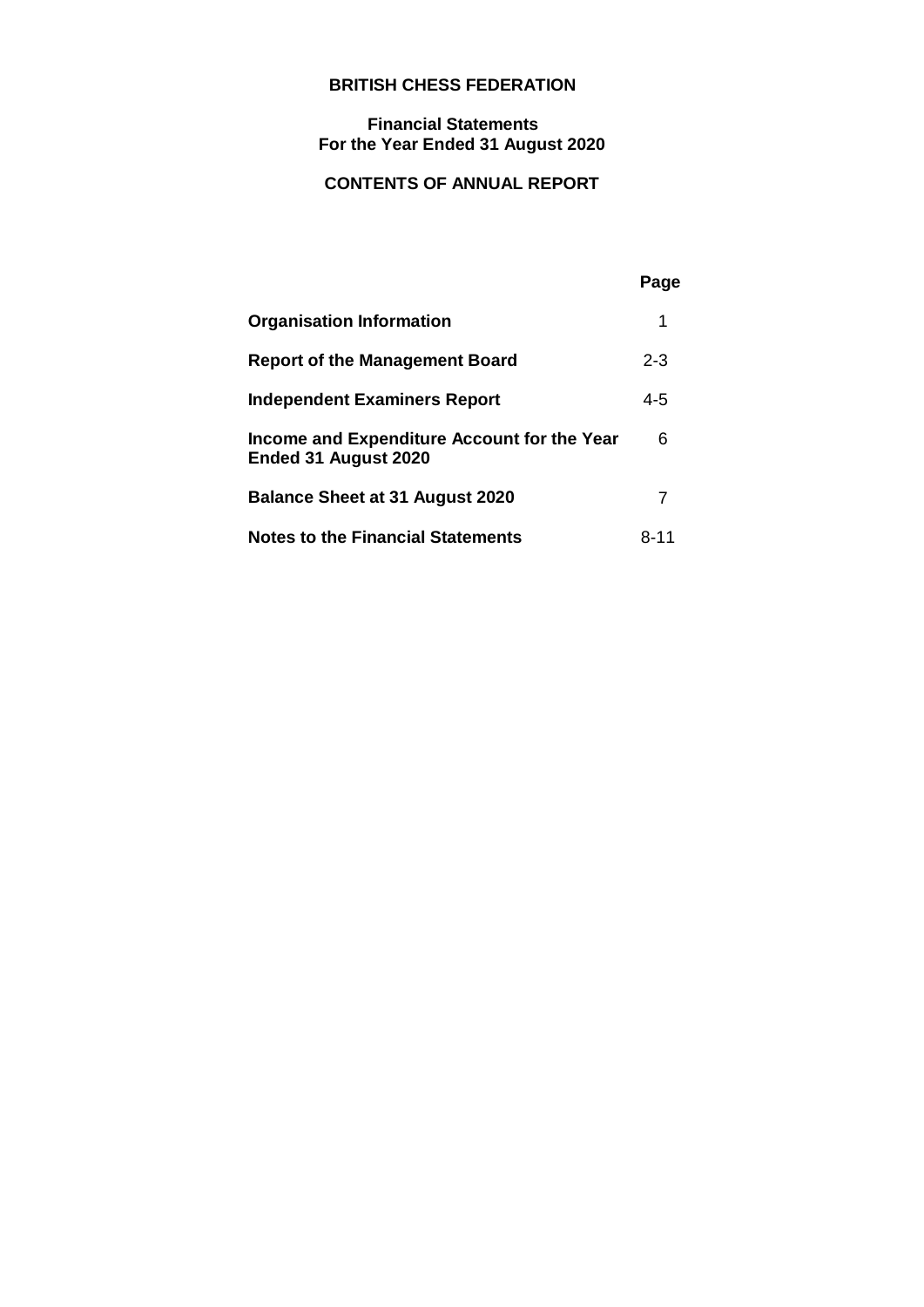# BRITISH CHESS FEDERATION

## Financial Statements For the Year Ended 31 August 2020

## CONTENTS OF ANNUAL REPORT

| | Page |
|---|---|
| **Organisation Information** | 1 |
| **Report of the Management Board** | 2-3 |
| **Independent Examiners Report** | 4-5 |
| **Income and Expenditure Account for the Year Ended 31 August 2020** | 6 |
| **Balance Sheet at 31 August 2020** | 7 |
| **Notes to the Financial Statements** | 8-11 |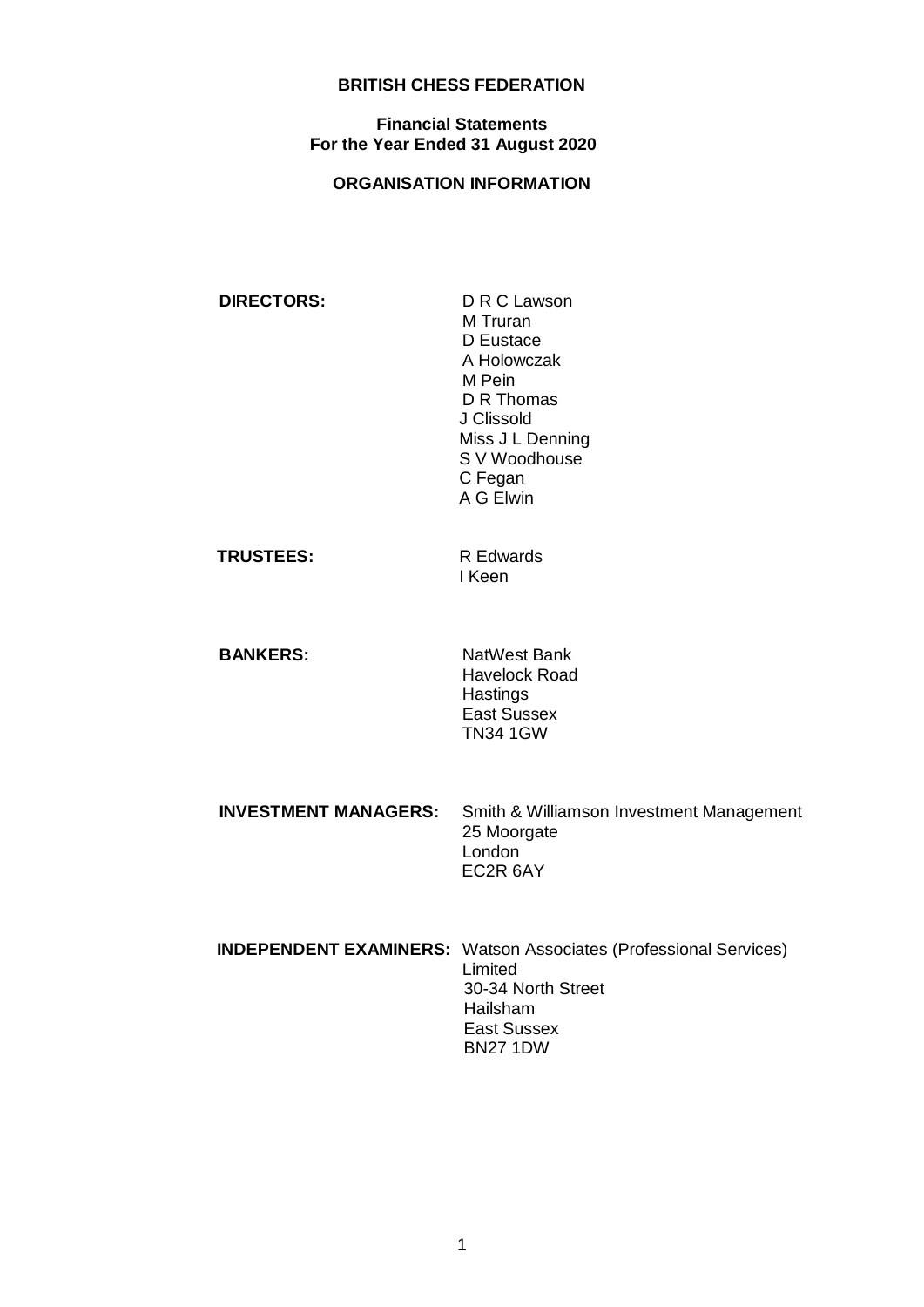# BRITISH CHESS FEDERATION

## Financial Statements
## For the Year Ended 31 August 2020

## ORGANISATION INFORMATION

**DIRECTORS:**

D R C Lawson
M Truran
D Eustace
A Holowczak
M Pein
D R Thomas
J Clissold
Miss J L Denning
S V Woodhouse
C Fegan
A G Elwin

**TRUSTEES:**

R Edwards
I Keen

**BANKERS:**

NatWest Bank
Havelock Road
Hastings
East Sussex
TN34 1GW

**INVESTMENT MANAGERS:**

Smith & Williamson Investment Management
25 Moorgate
London
EC2R 6AY

**INDEPENDENT EXAMINERS:**

Watson Associates (Professional Services) Limited
30-34 North Street
Hailsham
East Sussex
BN27 1DW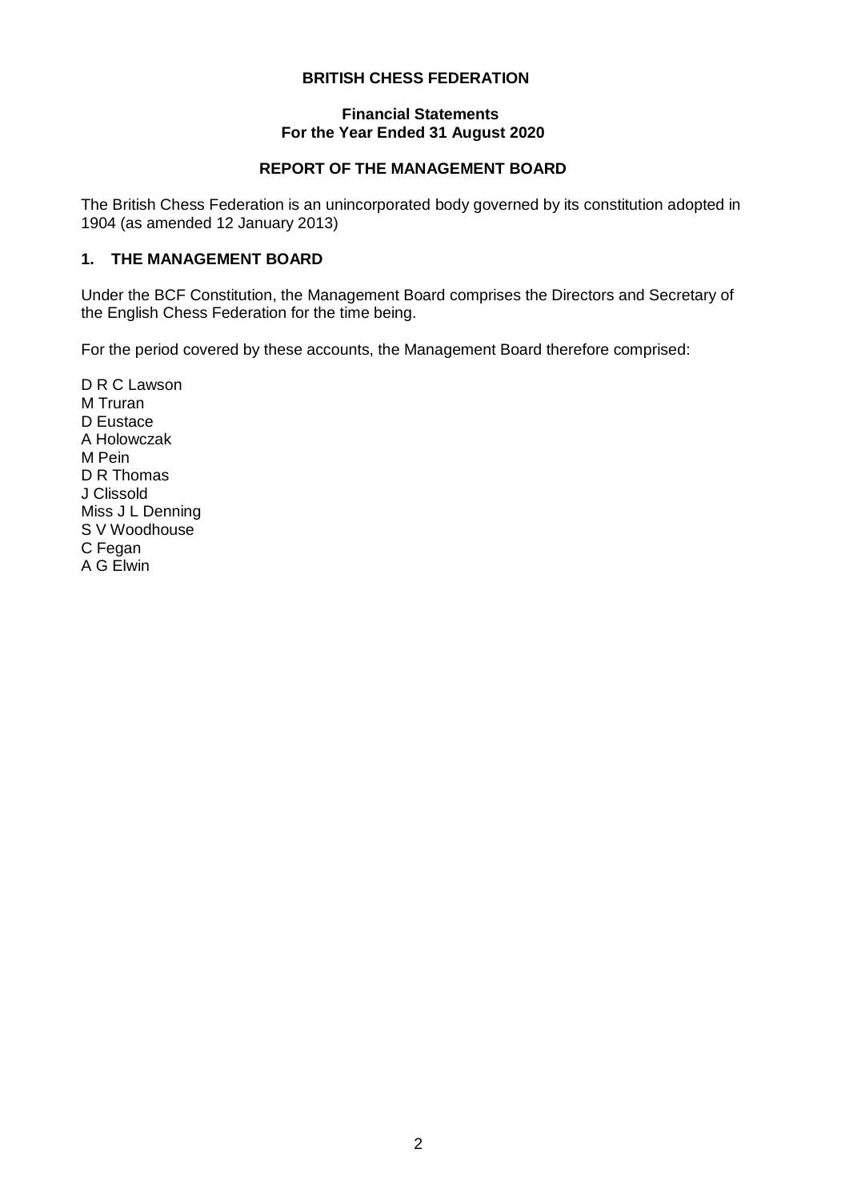**BRITISH CHESS FEDERATION**

**Financial Statements**
**For the Year Ended 31 August 2020**

**REPORT OF THE MANAGEMENT BOARD**

The British Chess Federation is an unincorporated body governed by its constitution adopted in 1904 (as amended 12 January 2013)

## 1. THE MANAGEMENT BOARD

Under the BCF Constitution, the Management Board comprises the Directors and Secretary of the English Chess Federation for the time being.

For the period covered by these accounts, the Management Board therefore comprised:

D R C Lawson
M Truran
D Eustace
A Holowczak
M Pein
D R Thomas
J Clissold
Miss J L Denning
S V Woodhouse
C Fegan
A G Elwin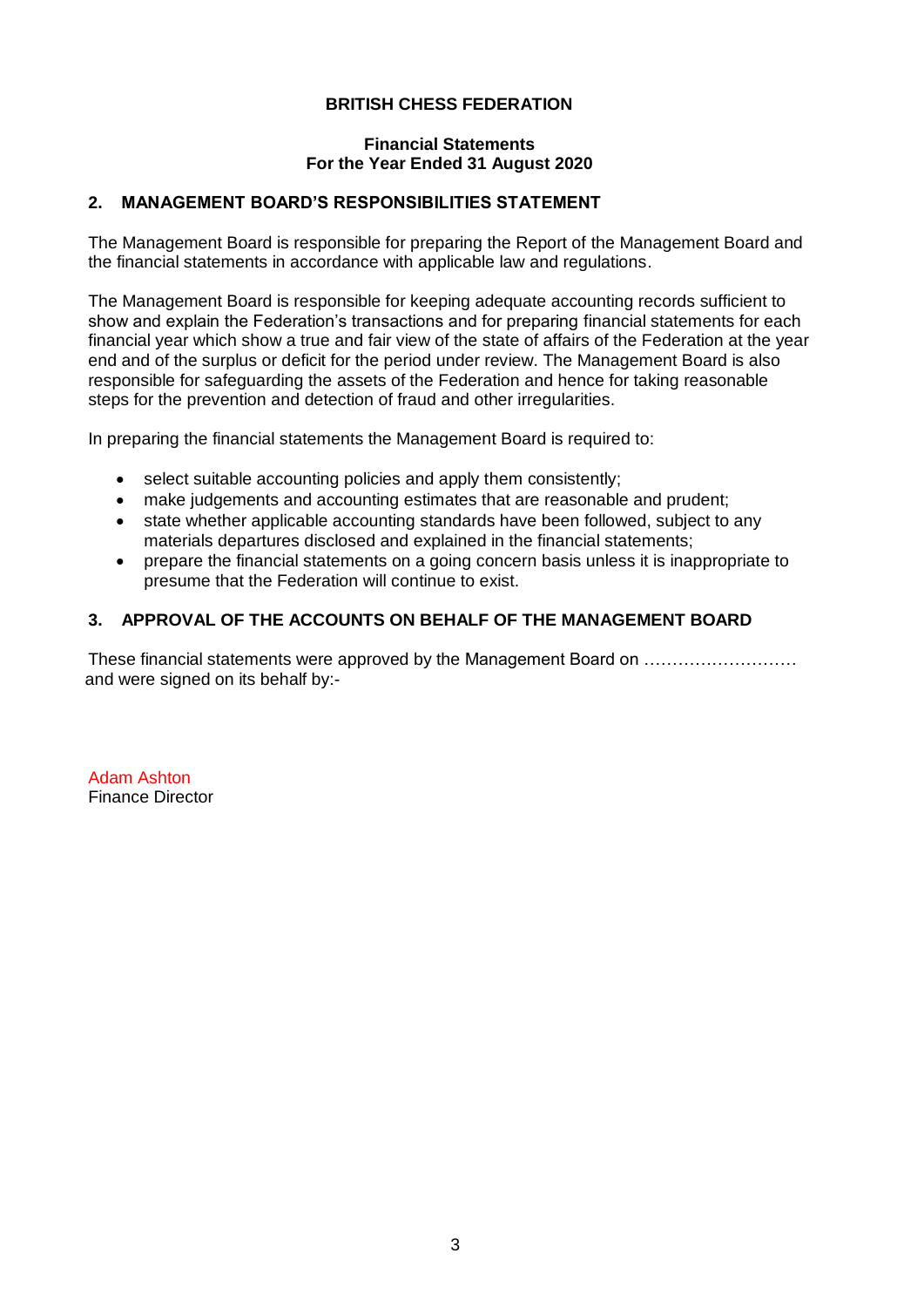**BRITISH CHESS FEDERATION**

**Financial Statements**
**For the Year Ended 31 August 2020**

## 2. MANAGEMENT BOARD'S RESPONSIBILITIES STATEMENT

The Management Board is responsible for preparing the Report of the Management Board and the financial statements in accordance with applicable law and regulations.

The Management Board is responsible for keeping adequate accounting records sufficient to show and explain the Federation's transactions and for preparing financial statements for each financial year which show a true and fair view of the state of affairs of the Federation at the year end and of the surplus or deficit for the period under review. The Management Board is also responsible for safeguarding the assets of the Federation and hence for taking reasonable steps for the prevention and detection of fraud and other irregularities.

In preparing the financial statements the Management Board is required to:

- select suitable accounting policies and apply them consistently;
- make judgements and accounting estimates that are reasonable and prudent;
- state whether applicable accounting standards have been followed, subject to any materials departures disclosed and explained in the financial statements;
- prepare the financial statements on a going concern basis unless it is inappropriate to presume that the Federation will continue to exist.

## 3. APPROVAL OF THE ACCOUNTS ON BEHALF OF THE MANAGEMENT BOARD

These financial statements were approved by the Management Board on ……………………… and were signed on its behalf by:-

Adam Ashton
Finance Director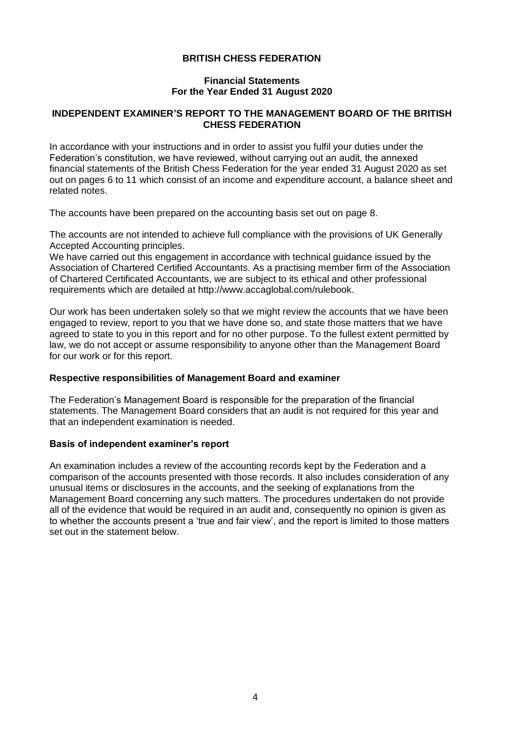# BRITISH CHESS FEDERATION

**Financial Statements**
**For the Year Ended 31 August 2020**

## INDEPENDENT EXAMINER'S REPORT TO THE MANAGEMENT BOARD OF THE BRITISH CHESS FEDERATION

In accordance with your instructions and in order to assist you fulfil your duties under the Federation's constitution, we have reviewed, without carrying out an audit, the annexed financial statements of the British Chess Federation for the year ended 31 August 2020 as set out on pages 6 to 11 which consist of an income and expenditure account, a balance sheet and related notes.

The accounts have been prepared on the accounting basis set out on page 8.

The accounts are not intended to achieve full compliance with the provisions of UK Generally Accepted Accounting principles.
We have carried out this engagement in accordance with technical guidance issued by the Association of Chartered Certified Accountants. As a practising member firm of the Association of Chartered Certificated Accountants, we are subject to its ethical and other professional requirements which are detailed at http://www.accaglobal.com/rulebook.

Our work has been undertaken solely so that we might review the accounts that we have been engaged to review, report to you that we have done so, and state those matters that we have agreed to state to you in this report and for no other purpose. To the fullest extent permitted by law, we do not accept or assume responsibility to anyone other than the Management Board for our work or for this report.

### Respective responsibilities of Management Board and examiner

The Federation's Management Board is responsible for the preparation of the financial statements. The Management Board considers that an audit is not required for this year and that an independent examination is needed.

### Basis of independent examiner's report

An examination includes a review of the accounting records kept by the Federation and a comparison of the accounts presented with those records. It also includes consideration of any unusual items or disclosures in the accounts, and the seeking of explanations from the Management Board concerning any such matters. The procedures undertaken do not provide all of the evidence that would be required in an audit and, consequently no opinion is given as to whether the accounts present a 'true and fair view', and the report is limited to those matters set out in the statement below.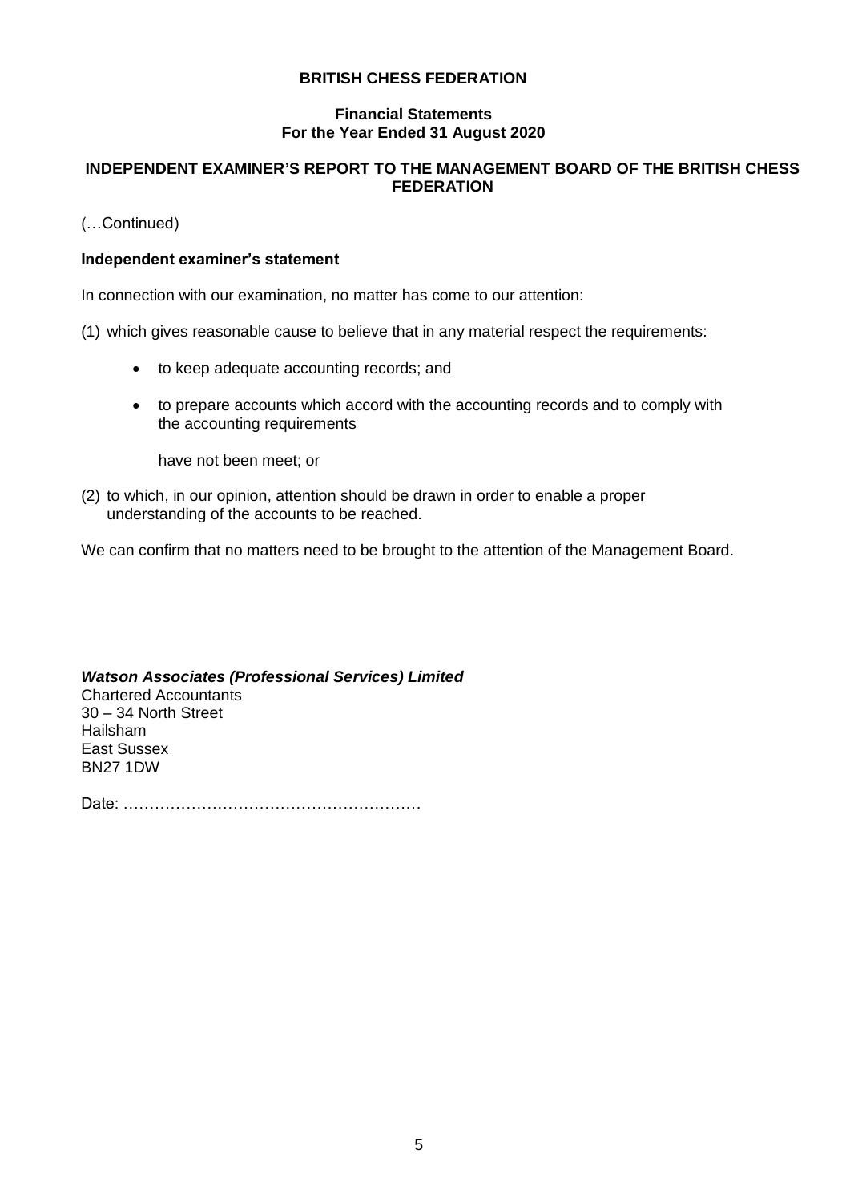**BRITISH CHESS FEDERATION**

**Financial Statements**
**For the Year Ended 31 August 2020**

**INDEPENDENT EXAMINER'S REPORT TO THE MANAGEMENT BOARD OF THE BRITISH CHESS FEDERATION**

(…Continued)

**Independent examiner's statement**

In connection with our examination, no matter has come to our attention:

(1) which gives reasonable cause to believe that in any material respect the requirements:

- to keep adequate accounting records; and
- to prepare accounts which accord with the accounting records and to comply with the accounting requirements

  have not been meet; or

(2) to which, in our opinion, attention should be drawn in order to enable a proper understanding of the accounts to be reached.

We can confirm that no matters need to be brought to the attention of the Management Board.

***Watson Associates (Professional Services) Limited***
Chartered Accountants
30 – 34 North Street
Hailsham
East Sussex
BN27 1DW

Date: …………………………………………………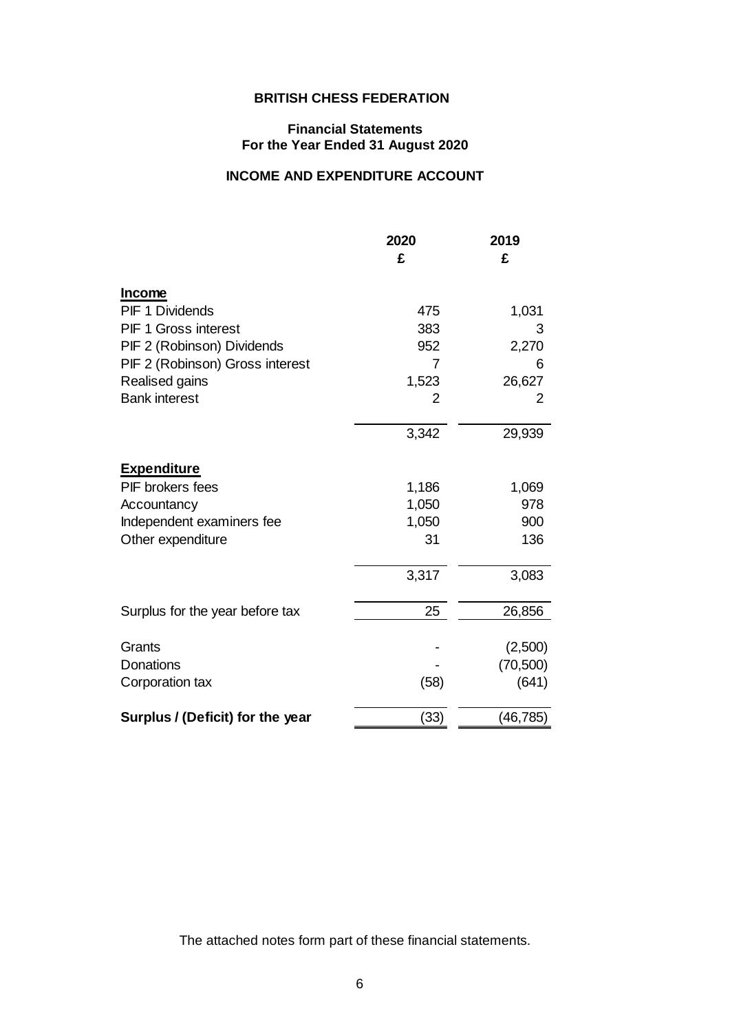# BRITISH CHESS FEDERATION

## Financial Statements
## For the Year Ended 31 August 2020

## INCOME AND EXPENDITURE ACCOUNT

| | 2020 | 2019 |
|---|---|---|
| | £ | £ |
| **Income** | | |
| PIF 1 Dividends | 475 | 1,031 |
| PIF 1 Gross interest | 383 | 3 |
| PIF 2 (Robinson) Dividends | 952 | 2,270 |
| PIF 2 (Robinson) Gross interest | 7 | 6 |
| Realised gains | 1,523 | 26,627 |
| Bank interest | 2 | 2 |
| | 3,342 | 29,939 |
| **Expenditure** | | |
| PIF brokers fees | 1,186 | 1,069 |
| Accountancy | 1,050 | 978 |
| Independent examiners fee | 1,050 | 900 |
| Other expenditure | 31 | 136 |
| | 3,317 | 3,083 |
| Surplus for the year before tax | 25 | 26,856 |
| Grants | - | (2,500) |
| Donations | - | (70,500) |
| Corporation tax | (58) | (641) |
| **Surplus / (Deficit) for the year** | (33) | (46,785) |

The attached notes form part of these financial statements.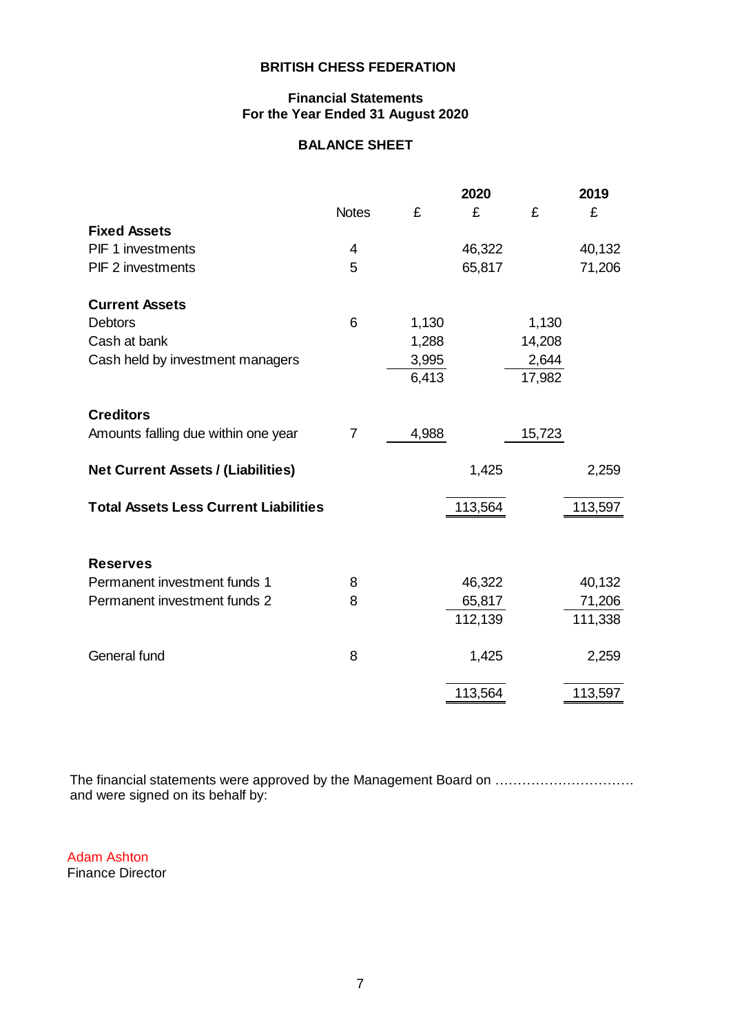# BRITISH CHESS FEDERATION

## Financial Statements
## For the Year Ended 31 August 2020

## BALANCE SHEET

| | Notes | 2020 £ | 2020 £ | 2019 £ | 2019 £ |
|---|---|---|---|---|---|
| **Fixed Assets** | | | | | |
| PIF 1 investments | 4 | | 46,322 | | 40,132 |
| PIF 2 investments | 5 | | 65,817 | | 71,206 |
| | | | | | |
| **Current Assets** | | | | | |
| Debtors | 6 | 1,130 | | 1,130 | |
| Cash at bank | | 1,288 | | 14,208 | |
| Cash held by investment managers | | 3,995 | | 2,644 | |
| | | 6,413 | | 17,982 | |
| | | | | | |
| **Creditors** | | | | | |
| Amounts falling due within one year | 7 | 4,988 | | 15,723 | |
| | | | | | |
| **Net Current Assets / (Liabilities)** | | | 1,425 | | 2,259 |
| | | | | | |
| **Total Assets Less Current Liabilities** | | | 113,564 | | 113,597 |
| | | | | | |
| **Reserves** | | | | | |
| Permanent investment funds 1 | 8 | | 46,322 | | 40,132 |
| Permanent investment funds 2 | 8 | | 65,817 | | 71,206 |
| | | | 112,139 | | 111,338 |
| | | | | | |
| General fund | 8 | | 1,425 | | 2,259 |
| | | | | | |
| | | | 113,564 | | 113,597 |

The financial statements were approved by the Management Board on ………………………….
and were signed on its behalf by:

Adam Ashton
Finance Director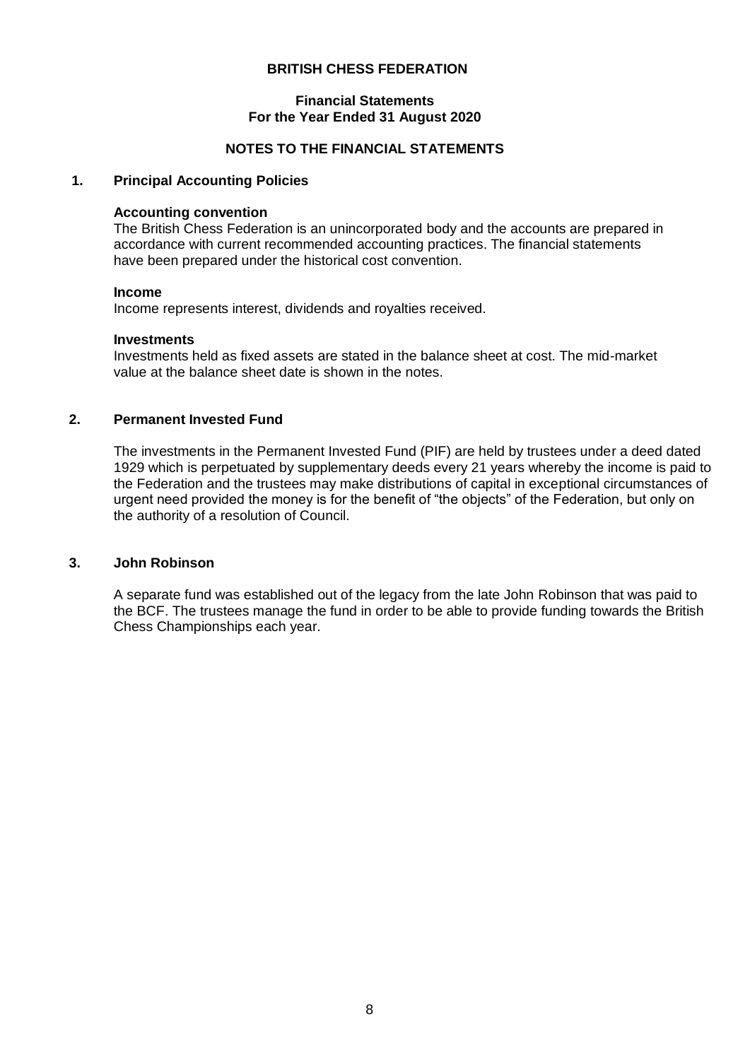**BRITISH CHESS FEDERATION**

**Financial Statements**
**For the Year Ended 31 August 2020**

## NOTES TO THE FINANCIAL STATEMENTS

### 1. Principal Accounting Policies

**Accounting convention**
The British Chess Federation is an unincorporated body and the accounts are prepared in accordance with current recommended accounting practices. The financial statements have been prepared under the historical cost convention.

**Income**
Income represents interest, dividends and royalties received.

**Investments**
Investments held as fixed assets are stated in the balance sheet at cost. The mid-market value at the balance sheet date is shown in the notes.

### 2. Permanent Invested Fund

The investments in the Permanent Invested Fund (PIF) are held by trustees under a deed dated 1929 which is perpetuated by supplementary deeds every 21 years whereby the income is paid to the Federation and the trustees may make distributions of capital in exceptional circumstances of urgent need provided the money is for the benefit of "the objects" of the Federation, but only on the authority of a resolution of Council.

### 3. John Robinson

A separate fund was established out of the legacy from the late John Robinson that was paid to the BCF. The trustees manage the fund in order to be able to provide funding towards the British Chess Championships each year.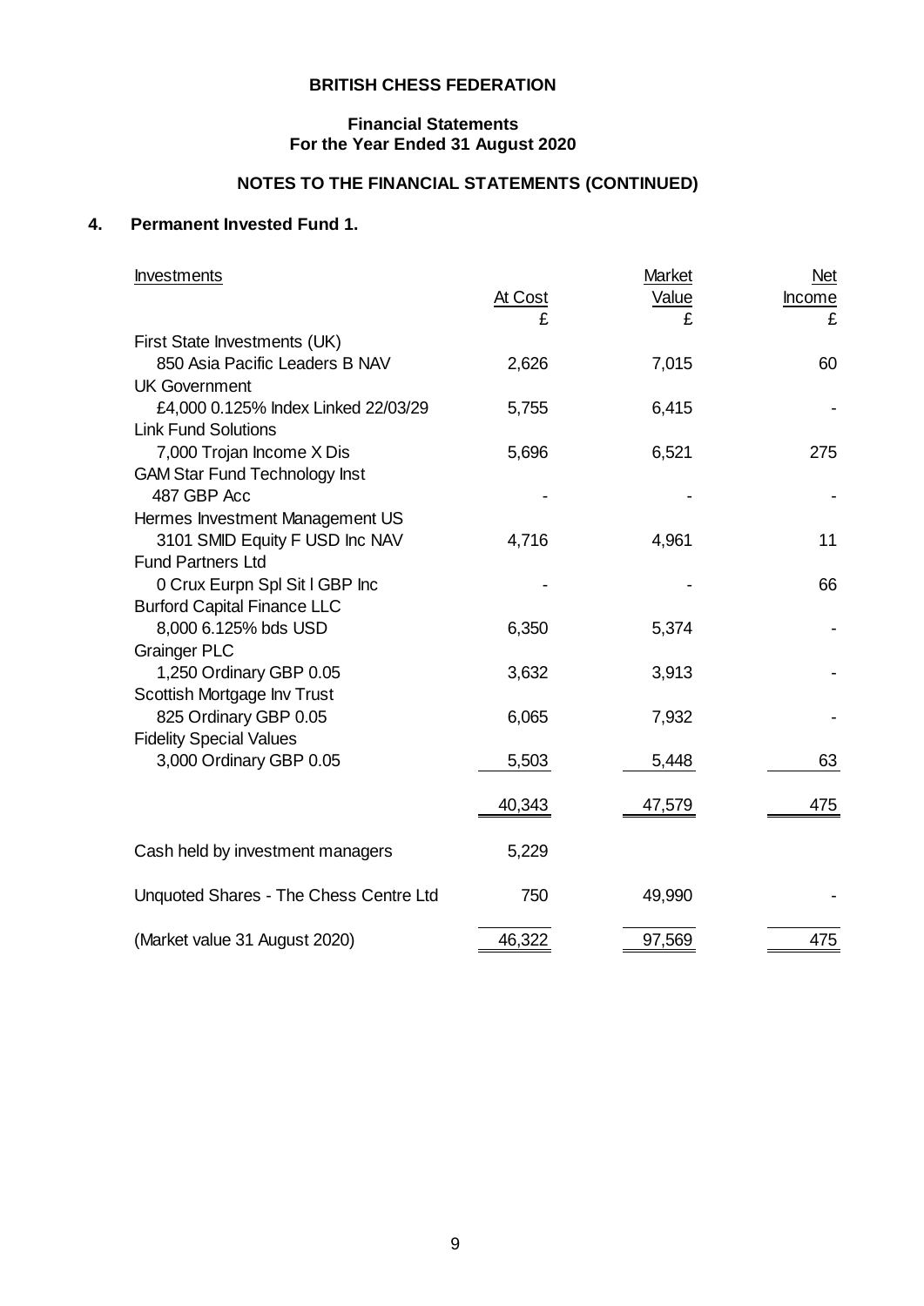**BRITISH CHESS FEDERATION**

**Financial Statements**
**For the Year Ended 31 August 2020**

**NOTES TO THE FINANCIAL STATEMENTS (CONTINUED)**

## 4. Permanent Invested Fund 1.

| Investments | At Cost £ | Market Value £ | Net Income £ |
|---|---|---|---|
| First State Investments (UK) | | | |
| 850 Asia Pacific Leaders B NAV | 2,626 | 7,015 | 60 |
| UK Government | | | |
| £4,000 0.125% Index Linked 22/03/29 | 5,755 | 6,415 | - |
| Link Fund Solutions | | | |
| 7,000 Trojan Income X Dis | 5,696 | 6,521 | 275 |
| GAM Star Fund Technology Inst | | | |
| 487 GBP Acc | - | - | - |
| Hermes Investment Management US | | | |
| 3101 SMID Equity F USD Inc NAV | 4,716 | 4,961 | 11 |
| Fund Partners Ltd | | | |
| 0 Crux Eurpn Spl Sit I GBP Inc | - | - | 66 |
| Burford Capital Finance LLC | | | |
| 8,000 6.125% bds USD | 6,350 | 5,374 | - |
| Grainger PLC | | | |
| 1,250 Ordinary GBP 0.05 | 3,632 | 3,913 | - |
| Scottish Mortgage Inv Trust | | | |
| 825 Ordinary GBP 0.05 | 6,065 | 7,932 | - |
| Fidelity Special Values | | | |
| 3,000 Ordinary GBP 0.05 | 5,503 | 5,448 | 63 |
| | 40,343 | 47,579 | 475 |
| Cash held by investment managers | 5,229 | | |
| Unquoted Shares - The Chess Centre Ltd | 750 | 49,990 | - |
| (Market value 31 August 2020) | 46,322 | 97,569 | 475 |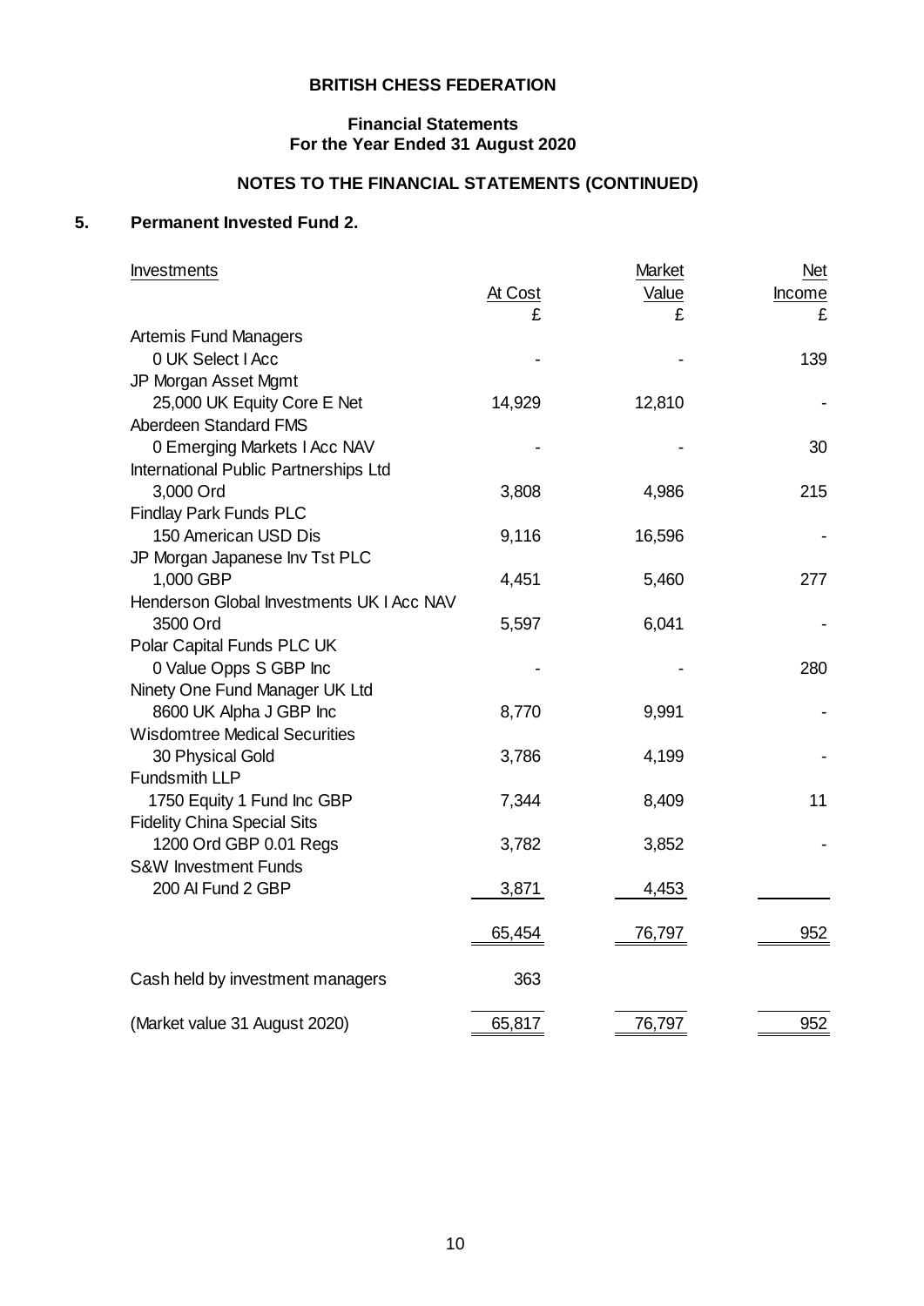**BRITISH CHESS FEDERATION**

**Financial Statements**
**For the Year Ended 31 August 2020**

**NOTES TO THE FINANCIAL STATEMENTS (CONTINUED)**

## 5. Permanent Invested Fund 2.

| Investments | At Cost £ | Market Value £ | Net Income £ |
|---|---|---|---|
| Artemis Fund Managers | | | |
| 0 UK Select I Acc | - | - | 139 |
| JP Morgan Asset Mgmt | | | |
| 25,000 UK Equity Core E Net | 14,929 | 12,810 | - |
| Aberdeen Standard FMS | | | |
| 0 Emerging Markets I Acc NAV | - | - | 30 |
| International Public Partnerships Ltd | | | |
| 3,000 Ord | 3,808 | 4,986 | 215 |
| Findlay Park Funds PLC | | | |
| 150 American USD Dis | 9,116 | 16,596 | - |
| JP Morgan Japanese Inv Tst PLC | | | |
| 1,000 GBP | 4,451 | 5,460 | 277 |
| Henderson Global Investments UK I Acc NAV | | | |
| 3500 Ord | 5,597 | 6,041 | - |
| Polar Capital Funds PLC UK | | | |
| 0 Value Opps S GBP Inc | - | - | 280 |
| Ninety One Fund Manager UK Ltd | | | |
| 8600 UK Alpha J GBP Inc | 8,770 | 9,991 | - |
| Wisdomtree Medical Securities | | | |
| 30 Physical Gold | 3,786 | 4,199 | - |
| Fundsmith LLP | | | |
| 1750 Equity 1 Fund Inc GBP | 7,344 | 8,409 | 11 |
| Fidelity China Special Sits | | | |
| 1200 Ord GBP 0.01 Regs | 3,782 | 3,852 | - |
| S&W Investment Funds | | | |
| 200 AI Fund 2 GBP | 3,871 | 4,453 | |
| | 65,454 | 76,797 | 952 |
| Cash held by investment managers | 363 | | |
| (Market value 31 August 2020) | 65,817 | 76,797 | 952 |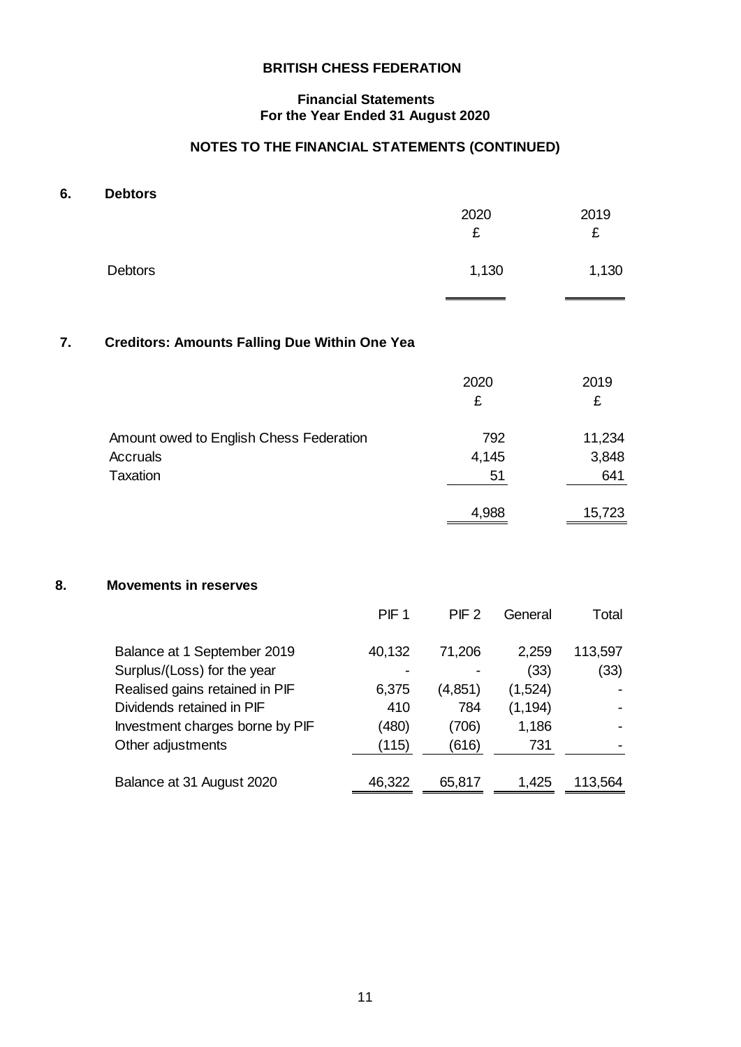**BRITISH CHESS FEDERATION**

**Financial Statements**
**For the Year Ended 31 August 2020**

**NOTES TO THE FINANCIAL STATEMENTS (CONTINUED)**

## 6. Debtors

| | 2020 £ | 2019 £ |
|---|---|---|
| Debtors | 1,130 | 1,130 |

## 7. Creditors: Amounts Falling Due Within One Yea

| | 2020 £ | 2019 £ |
|---|---|---|
| Amount owed to English Chess Federation | 792 | 11,234 |
| Accruals | 4,145 | 3,848 |
| Taxation | 51 | 641 |
| | 4,988 | 15,723 |

## 8. Movements in reserves

| | PIF 1 | PIF 2 | General | Total |
|---|---|---|---|---|
| Balance at 1 September 2019 | 40,132 | 71,206 | 2,259 | 113,597 |
| Surplus/(Loss) for the year | - | - | (33) | (33) |
| Realised gains retained in PIF | 6,375 | (4,851) | (1,524) | - |
| Dividends retained in PIF | 410 | 784 | (1,194) | - |
| Investment charges borne by PIF | (480) | (706) | 1,186 | - |
| Other adjustments | (115) | (616) | 731 | - |
| Balance at 31 August 2020 | 46,322 | 65,817 | 1,425 | 113,564 |